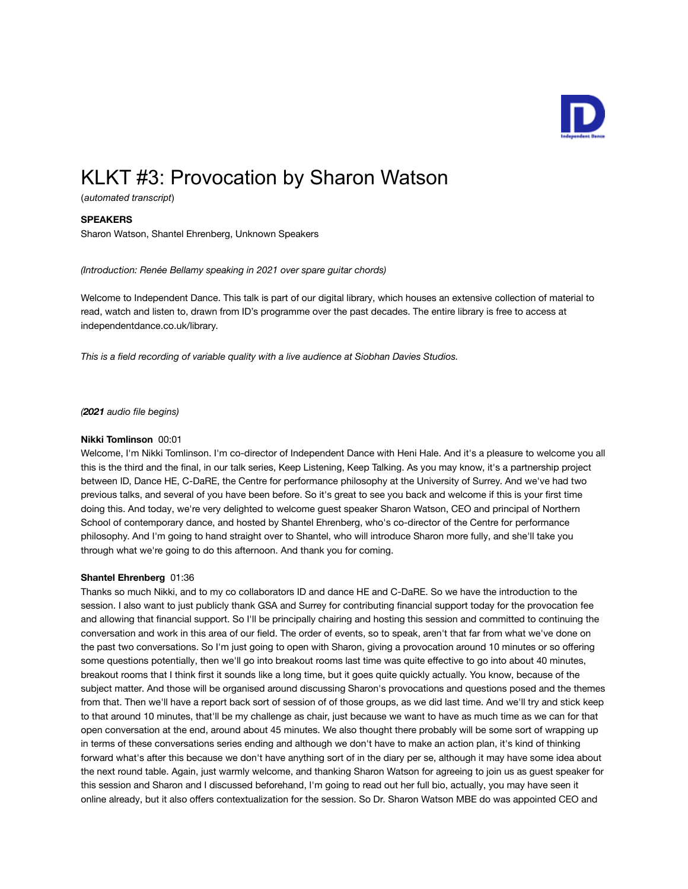# KLKT #3: Provocation by Sharon Watson

(*automated transcript*)

**SPEAKERS**

Sharon Watson, Shantel Ehrenberg, Unknown Speakers

*(Introduction: Renée Bellamy speaking in 2021 over spare guitar chords)*

Welcome to Independent Dance. This talk is part of our digital library, which houses an extensive collection of material to read, watch and listen to, drawn from ID's programme over the past decades. The entire library is free to access at independentdance.co.uk/library.

*This is a field recording of variable quality with a live audience at Siobhan Davies Studios.*

*(**2021** audio file begins)*

**Nikki Tomlinson** 00:01

Welcome, I'm Nikki Tomlinson. I'm co-director of Independent Dance with Heni Hale. And it's a pleasure to welcome you all this is the third and the final, in our talk series, Keep Listening, Keep Talking. As you may know, it's a partnership project between ID, Dance HE, C-DaRE, the Centre for performance philosophy at the University of Surrey. And we've had two previous talks, and several of you have been before. So it's great to see you back and welcome if this is your first time doing this. And today, we're very delighted to welcome guest speaker Sharon Watson, CEO and principal of Northern School of contemporary dance, and hosted by Shantel Ehrenberg, who's co-director of the Centre for performance philosophy. And I'm going to hand straight over to Shantel, who will introduce Sharon more fully, and she'll take you through what we're going to do this afternoon. And thank you for coming.

**Shantel Ehrenberg** 01:36

Thanks so much Nikki, and to my co collaborators ID and dance HE and C-DaRE. So we have the introduction to the session. I also want to just publicly thank GSA and Surrey for contributing financial support today for the provocation fee and allowing that financial support. So I'll be principally chairing and hosting this session and committed to continuing the conversation and work in this area of our field. The order of events, so to speak, aren't that far from what we've done on the past two conversations. So I'm just going to open with Sharon, giving a provocation around 10 minutes or so offering some questions potentially, then we'll go into breakout rooms last time was quite effective to go into about 40 minutes, breakout rooms that I think first it sounds like a long time, but it goes quite quickly actually. You know, because of the subject matter. And those will be organised around discussing Sharon's provocations and questions posed and the themes from that. Then we'll have a report back sort of session of of those groups, as we did last time. And we'll try and stick keep to that around 10 minutes, that'll be my challenge as chair, just because we want to have as much time as we can for that open conversation at the end, around about 45 minutes. We also thought there probably will be some sort of wrapping up in terms of these conversations series ending and although we don't have to make an action plan, it's kind of thinking forward what's after this because we don't have anything sort of in the diary per se, although it may have some idea about the next round table. Again, just warmly welcome, and thanking Sharon Watson for agreeing to join us as guest speaker for this session and Sharon and I discussed beforehand, I'm going to read out her full bio, actually, you may have seen it online already, but it also offers contextualization for the session. So Dr. Sharon Watson MBE do was appointed CEO and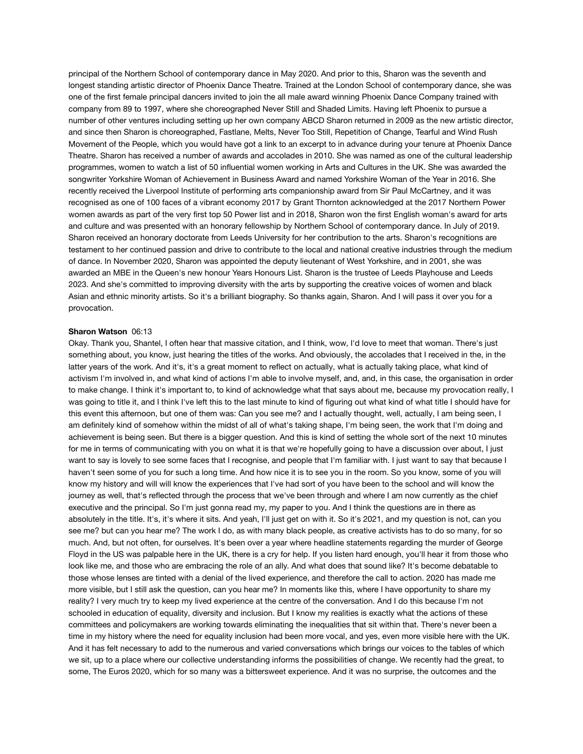principal of the Northern School of contemporary dance in May 2020. And prior to this, Sharon was the seventh and longest standing artistic director of Phoenix Dance Theatre. Trained at the London School of contemporary dance, she was one of the first female principal dancers invited to join the all male award winning Phoenix Dance Company trained with company from 89 to 1997, where she choreographed Never Still and Shaded Limits. Having left Phoenix to pursue a number of other ventures including setting up her own company ABCD Sharon returned in 2009 as the new artistic director, and since then Sharon is choreographed, Fastlane, Melts, Never Too Still, Repetition of Change, Tearful and Wind Rush Movement of the People, which you would have got a link to an excerpt to in advance during your tenure at Phoenix Dance Theatre. Sharon has received a number of awards and accolades in 2010. She was named as one of the cultural leadership programmes, women to watch a list of 50 influential women working in Arts and Cultures in the UK. She was awarded the songwriter Yorkshire Woman of Achievement in Business Award and named Yorkshire Woman of the Year in 2016. She recently received the Liverpool Institute of performing arts companionship award from Sir Paul McCartney, and it was recognised as one of 100 faces of a vibrant economy 2017 by Grant Thornton acknowledged at the 2017 Northern Power women awards as part of the very first top 50 Power list and in 2018, Sharon won the first English woman's award for arts and culture and was presented with an honorary fellowship by Northern School of contemporary dance. In July of 2019. Sharon received an honorary doctorate from Leeds University for her contribution to the arts. Sharon's recognitions are testament to her continued passion and drive to contribute to the local and national creative industries through the medium of dance. In November 2020, Sharon was appointed the deputy lieutenant of West Yorkshire, and in 2001, she was awarded an MBE in the Queen's new honour Years Honours List. Sharon is the trustee of Leeds Playhouse and Leeds 2023. And she's committed to improving diversity with the arts by supporting the creative voices of women and black Asian and ethnic minority artists. So it's a brilliant biography. So thanks again, Sharon. And I will pass it over you for a provocation.

**Sharon Watson** 06:13

Okay. Thank you, Shantel, I often hear that massive citation, and I think, wow, I'd love to meet that woman. There's just something about, you know, just hearing the titles of the works. And obviously, the accolades that I received in the, in the latter years of the work. And it's, it's a great moment to reflect on actually, what is actually taking place, what kind of activism I'm involved in, and what kind of actions I'm able to involve myself, and, and, in this case, the organisation in order to make change. I think it's important to, to kind of acknowledge what that says about me, because my provocation really, I was going to title it, and I think I've left this to the last minute to kind of figuring out what kind of what title I should have for this event this afternoon, but one of them was: Can you see me? and I actually thought, well, actually, I am being seen, I am definitely kind of somehow within the midst of all of what's taking shape, I'm being seen, the work that I'm doing and achievement is being seen. But there is a bigger question. And this is kind of setting the whole sort of the next 10 minutes for me in terms of communicating with you on what it is that we're hopefully going to have a discussion over about, I just want to say is lovely to see some faces that I recognise, and people that I'm familiar with. I just want to say that because I haven't seen some of you for such a long time. And how nice it is to see you in the room. So you know, some of you will know my history and will will know the experiences that I've had sort of you have been to the school and will know the journey as well, that's reflected through the process that we've been through and where I am now currently as the chief executive and the principal. So I'm just gonna read my, my paper to you. And I think the questions are in there as absolutely in the title. It's, it's where it sits. And yeah, I'll just get on with it. So it's 2021, and my question is not, can you see me? but can you hear me? The work I do, as with many black people, as creative activists has to do so many, for so much. And, but not often, for ourselves. It's been over a year where headline statements regarding the murder of George Floyd in the US was palpable here in the UK, there is a cry for help. If you listen hard enough, you'll hear it from those who look like me, and those who are embracing the role of an ally. And what does that sound like? It's become debatable to those whose lenses are tinted with a denial of the lived experience, and therefore the call to action. 2020 has made me more visible, but I still ask the question, can you hear me? In moments like this, where I have opportunity to share my reality? I very much try to keep my lived experience at the centre of the conversation. And I do this because I'm not schooled in education of equality, diversity and inclusion. But I know my realities is exactly what the actions of these committees and policymakers are working towards eliminating the inequalities that sit within that. There's never been a time in my history where the need for equality inclusion had been more vocal, and yes, even more visible here with the UK. And it has felt necessary to add to the numerous and varied conversations which brings our voices to the tables of which we sit, up to a place where our collective understanding informs the possibilities of change. We recently had the great, to some, The Euros 2020, which for so many was a bittersweet experience. And it was no surprise, the outcomes and the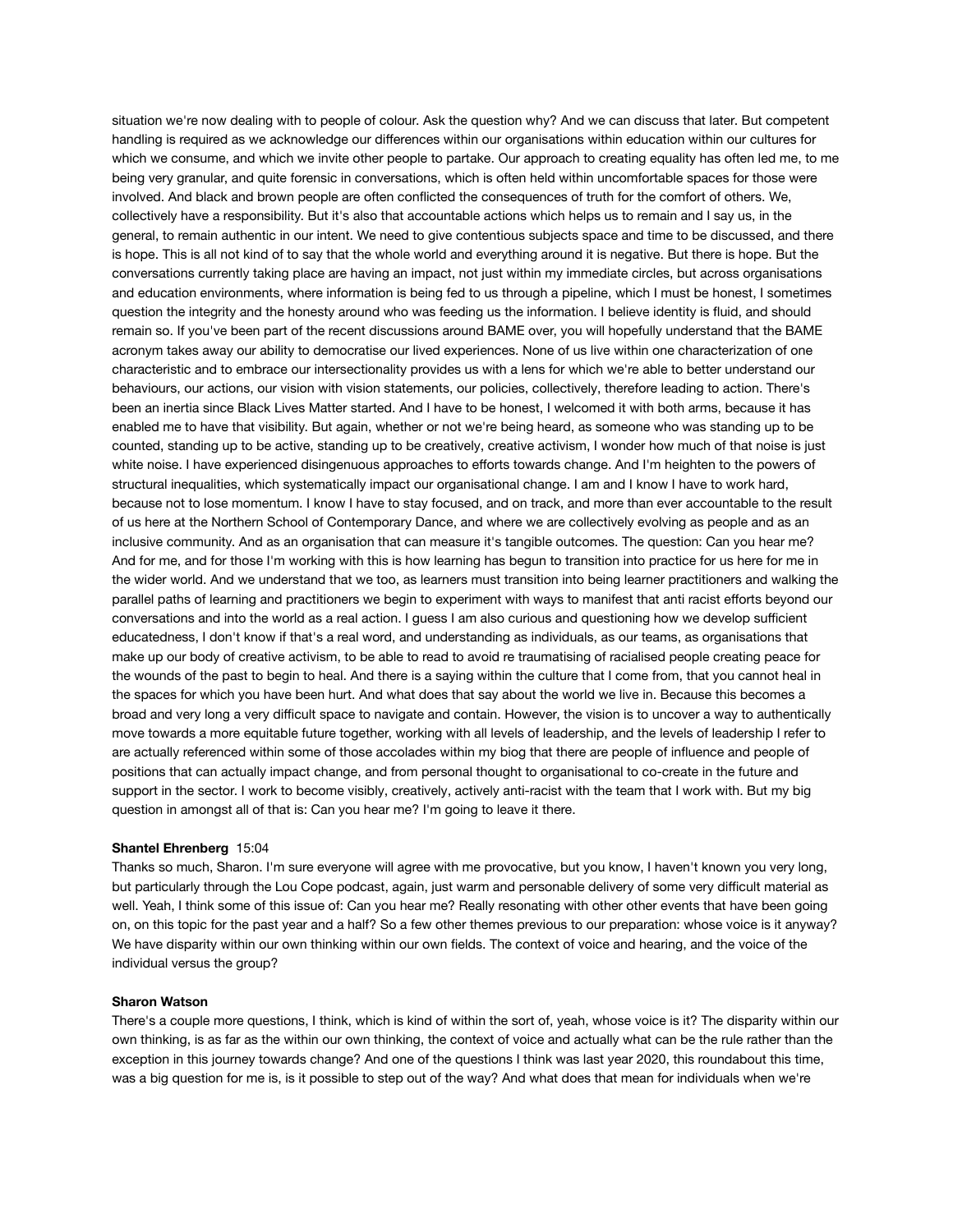situation we're now dealing with to people of colour. Ask the question why? And we can discuss that later. But competent handling is required as we acknowledge our differences within our organisations within education within our cultures for which we consume, and which we invite other people to partake. Our approach to creating equality has often led me, to me being very granular, and quite forensic in conversations, which is often held within uncomfortable spaces for those were involved. And black and brown people are often conflicted the consequences of truth for the comfort of others. We, collectively have a responsibility. But it's also that accountable actions which helps us to remain and I say us, in the general, to remain authentic in our intent. We need to give contentious subjects space and time to be discussed, and there is hope. This is all not kind of to say that the whole world and everything around it is negative. But there is hope. But the conversations currently taking place are having an impact, not just within my immediate circles, but across organisations and education environments, where information is being fed to us through a pipeline, which I must be honest, I sometimes question the integrity and the honesty around who was feeding us the information. I believe identity is fluid, and should remain so. If you've been part of the recent discussions around BAME over, you will hopefully understand that the BAME acronym takes away our ability to democratise our lived experiences. None of us live within one characterization of one characteristic and to embrace our intersectionality provides us with a lens for which we're able to better understand our behaviours, our actions, our vision with vision statements, our policies, collectively, therefore leading to action. There's been an inertia since Black Lives Matter started. And I have to be honest, I welcomed it with both arms, because it has enabled me to have that visibility. But again, whether or not we're being heard, as someone who was standing up to be counted, standing up to be active, standing up to be creatively, creative activism, I wonder how much of that noise is just white noise. I have experienced disingenuous approaches to efforts towards change. And I'm heighten to the powers of structural inequalities, which systematically impact our organisational change. I am and I know I have to work hard, because not to lose momentum. I know I have to stay focused, and on track, and more than ever accountable to the result of us here at the Northern School of Contemporary Dance, and where we are collectively evolving as people and as an inclusive community. And as an organisation that can measure it's tangible outcomes. The question: Can you hear me? And for me, and for those I'm working with this is how learning has begun to transition into practice for us here for me in the wider world. And we understand that we too, as learners must transition into being learner practitioners and walking the parallel paths of learning and practitioners we begin to experiment with ways to manifest that anti racist efforts beyond our conversations and into the world as a real action. I guess I am also curious and questioning how we develop sufficient educatedness, I don't know if that's a real word, and understanding as individuals, as our teams, as organisations that make up our body of creative activism, to be able to read to avoid re traumatising of racialised people creating peace for the wounds of the past to begin to heal. And there is a saying within the culture that I come from, that you cannot heal in the spaces for which you have been hurt. And what does that say about the world we live in. Because this becomes a broad and very long a very difficult space to navigate and contain. However, the vision is to uncover a way to authentically move towards a more equitable future together, working with all levels of leadership, and the levels of leadership I refer to are actually referenced within some of those accolades within my biog that there are people of influence and people of positions that can actually impact change, and from personal thought to organisational to co-create in the future and support in the sector. I work to become visibly, creatively, actively anti-racist with the team that I work with. But my big question in amongst all of that is: Can you hear me? I'm going to leave it there.

**Shantel Ehrenberg** 15:04
Thanks so much, Sharon. I'm sure everyone will agree with me provocative, but you know, I haven't known you very long, but particularly through the Lou Cope podcast, again, just warm and personable delivery of some very difficult material as well. Yeah, I think some of this issue of: Can you hear me? Really resonating with other other events that have been going on, on this topic for the past year and a half? So a few other themes previous to our preparation: whose voice is it anyway? We have disparity within our own thinking within our own fields. The context of voice and hearing, and the voice of the individual versus the group?

**Sharon Watson**
There's a couple more questions, I think, which is kind of within the sort of, yeah, whose voice is it? The disparity within our own thinking, is as far as the within our own thinking, the context of voice and actually what can be the rule rather than the exception in this journey towards change? And one of the questions I think was last year 2020, this roundabout this time, was a big question for me is, is it possible to step out of the way? And what does that mean for individuals when we're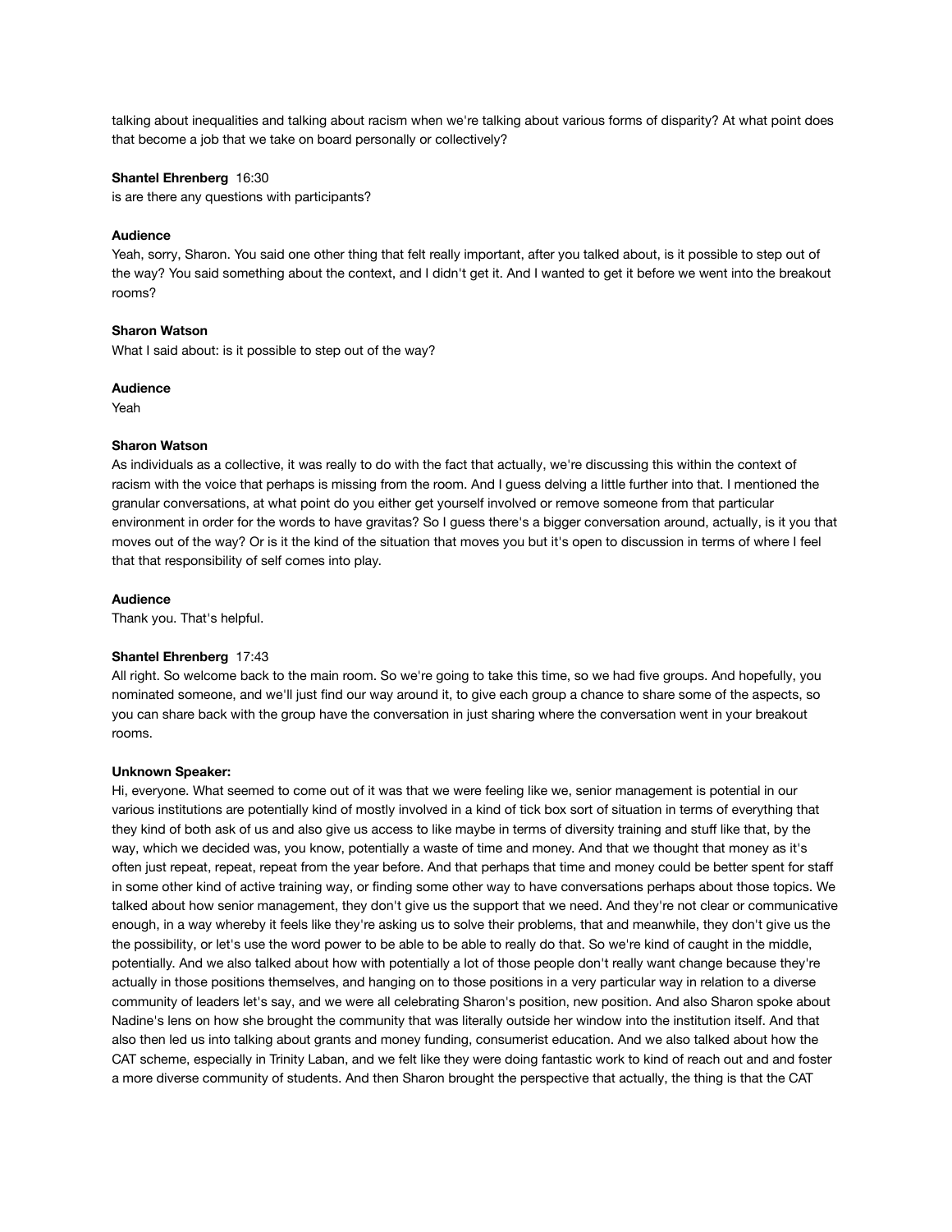talking about inequalities and talking about racism when we're talking about various forms of disparity? At what point does that become a job that we take on board personally or collectively?

**Shantel Ehrenberg** 16:30
is are there any questions with participants?

**Audience**
Yeah, sorry, Sharon. You said one other thing that felt really important, after you talked about, is it possible to step out of the way? You said something about the context, and I didn't get it. And I wanted to get it before we went into the breakout rooms?

**Sharon Watson**
What I said about: is it possible to step out of the way?

**Audience**
Yeah

**Sharon Watson**
As individuals as a collective, it was really to do with the fact that actually, we're discussing this within the context of racism with the voice that perhaps is missing from the room. And I guess delving a little further into that. I mentioned the granular conversations, at what point do you either get yourself involved or remove someone from that particular environment in order for the words to have gravitas? So I guess there's a bigger conversation around, actually, is it you that moves out of the way? Or is it the kind of the situation that moves you but it's open to discussion in terms of where I feel that that responsibility of self comes into play.

**Audience**
Thank you. That's helpful.

**Shantel Ehrenberg** 17:43
All right. So welcome back to the main room. So we're going to take this time, so we had five groups. And hopefully, you nominated someone, and we'll just find our way around it, to give each group a chance to share some of the aspects, so you can share back with the group have the conversation in just sharing where the conversation went in your breakout rooms.

**Unknown Speaker:**
Hi, everyone. What seemed to come out of it was that we were feeling like we, senior management is potential in our various institutions are potentially kind of mostly involved in a kind of tick box sort of situation in terms of everything that they kind of both ask of us and also give us access to like maybe in terms of diversity training and stuff like that, by the way, which we decided was, you know, potentially a waste of time and money. And that we thought that money as it's often just repeat, repeat, repeat from the year before. And that perhaps that time and money could be better spent for staff in some other kind of active training way, or finding some other way to have conversations perhaps about those topics. We talked about how senior management, they don't give us the support that we need. And they're not clear or communicative enough, in a way whereby it feels like they're asking us to solve their problems, that and meanwhile, they don't give us the possibility, or let's use the word power to be able to be able to really do that. So we're kind of caught in the middle, potentially. And we also talked about how with potentially a lot of those people don't really want change because they're actually in those positions themselves, and hanging on to those positions in a very particular way in relation to a diverse community of leaders let's say, and we were all celebrating Sharon's position, new position. And also Sharon spoke about Nadine's lens on how she brought the community that was literally outside her window into the institution itself. And that also then led us into talking about grants and money funding, consumerist education. And we also talked about how the CAT scheme, especially in Trinity Laban, and we felt like they were doing fantastic work to kind of reach out and and foster a more diverse community of students. And then Sharon brought the perspective that actually, the thing is that the CAT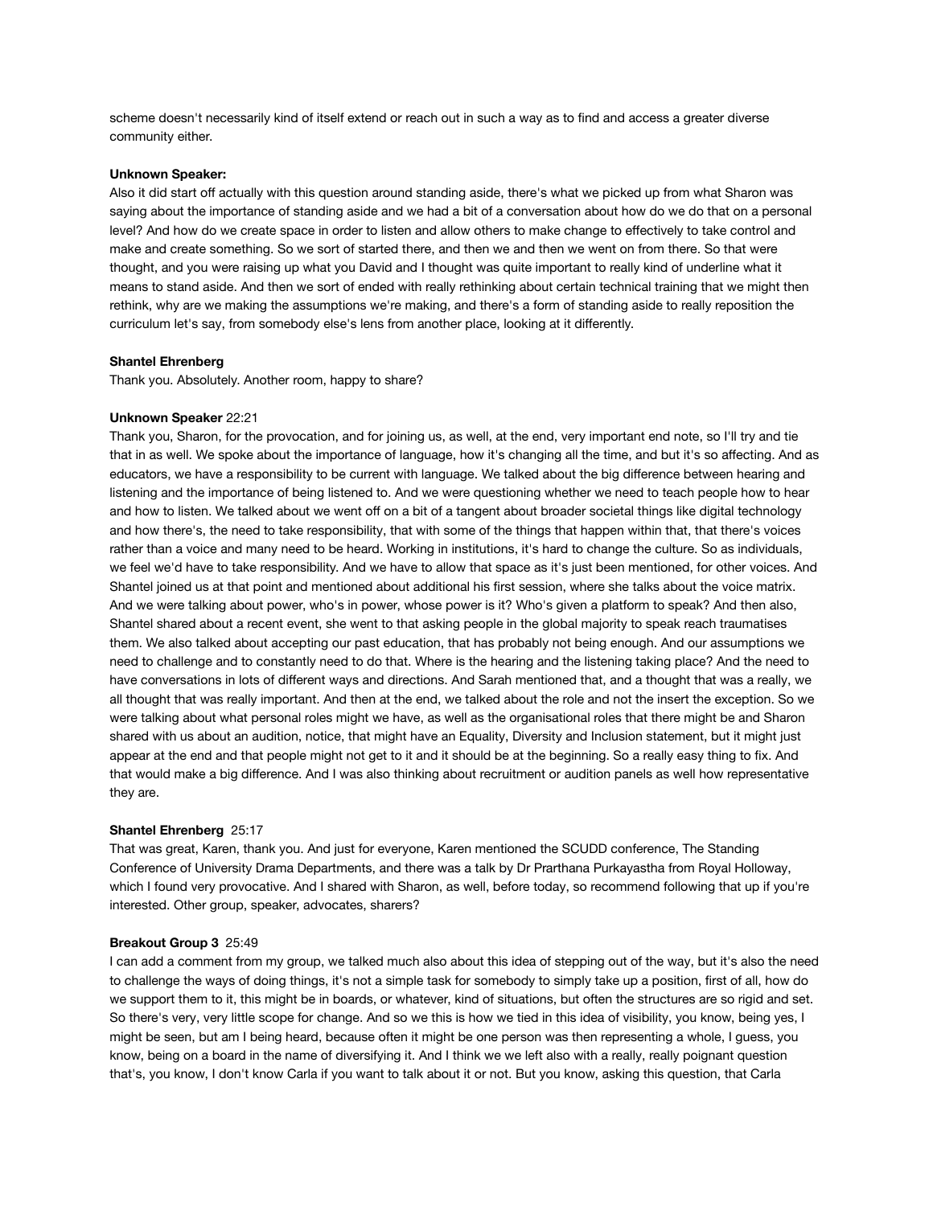scheme doesn't necessarily kind of itself extend or reach out in such a way as to find and access a greater diverse community either.

**Unknown Speaker:**
Also it did start off actually with this question around standing aside, there's what we picked up from what Sharon was saying about the importance of standing aside and we had a bit of a conversation about how do we do that on a personal level? And how do we create space in order to listen and allow others to make change to effectively to take control and make and create something. So we sort of started there, and then we and then we went on from there. So that were thought, and you were raising up what you David and I thought was quite important to really kind of underline what it means to stand aside. And then we sort of ended with really rethinking about certain technical training that we might then rethink, why are we making the assumptions we're making, and there's a form of standing aside to really reposition the curriculum let's say, from somebody else's lens from another place, looking at it differently.

**Shantel Ehrenberg**
Thank you. Absolutely. Another room, happy to share?

**Unknown Speaker** 22:21
Thank you, Sharon, for the provocation, and for joining us, as well, at the end, very important end note, so I'll try and tie that in as well. We spoke about the importance of language, how it's changing all the time, and but it's so affecting. And as educators, we have a responsibility to be current with language. We talked about the big difference between hearing and listening and the importance of being listened to. And we were questioning whether we need to teach people how to hear and how to listen. We talked about we went off on a bit of a tangent about broader societal things like digital technology and how there's, the need to take responsibility, that with some of the things that happen within that, that there's voices rather than a voice and many need to be heard. Working in institutions, it's hard to change the culture. So as individuals, we feel we'd have to take responsibility. And we have to allow that space as it's just been mentioned, for other voices. And Shantel joined us at that point and mentioned about additional his first session, where she talks about the voice matrix. And we were talking about power, who's in power, whose power is it? Who's given a platform to speak? And then also, Shantel shared about a recent event, she went to that asking people in the global majority to speak reach traumatises them. We also talked about accepting our past education, that has probably not being enough. And our assumptions we need to challenge and to constantly need to do that. Where is the hearing and the listening taking place? And the need to have conversations in lots of different ways and directions. And Sarah mentioned that, and a thought that was a really, we all thought that was really important. And then at the end, we talked about the role and not the insert the exception. So we were talking about what personal roles might we have, as well as the organisational roles that there might be and Sharon shared with us about an audition, notice, that might have an Equality, Diversity and Inclusion statement, but it might just appear at the end and that people might not get to it and it should be at the beginning. So a really easy thing to fix. And that would make a big difference. And I was also thinking about recruitment or audition panels as well how representative they are.

**Shantel Ehrenberg** 25:17
That was great, Karen, thank you. And just for everyone, Karen mentioned the SCUDD conference, The Standing Conference of University Drama Departments, and there was a talk by Dr Prarthana Purkayastha from Royal Holloway, which I found very provocative. And I shared with Sharon, as well, before today, so recommend following that up if you're interested. Other group, speaker, advocates, sharers?

**Breakout Group 3** 25:49
I can add a comment from my group, we talked much also about this idea of stepping out of the way, but it's also the need to challenge the ways of doing things, it's not a simple task for somebody to simply take up a position, first of all, how do we support them to it, this might be in boards, or whatever, kind of situations, but often the structures are so rigid and set. So there's very, very little scope for change. And so we this is how we tied in this idea of visibility, you know, being yes, I might be seen, but am I being heard, because often it might be one person was then representing a whole, I guess, you know, being on a board in the name of diversifying it. And I think we we left also with a really, really poignant question that's, you know, I don't know Carla if you want to talk about it or not. But you know, asking this question, that Carla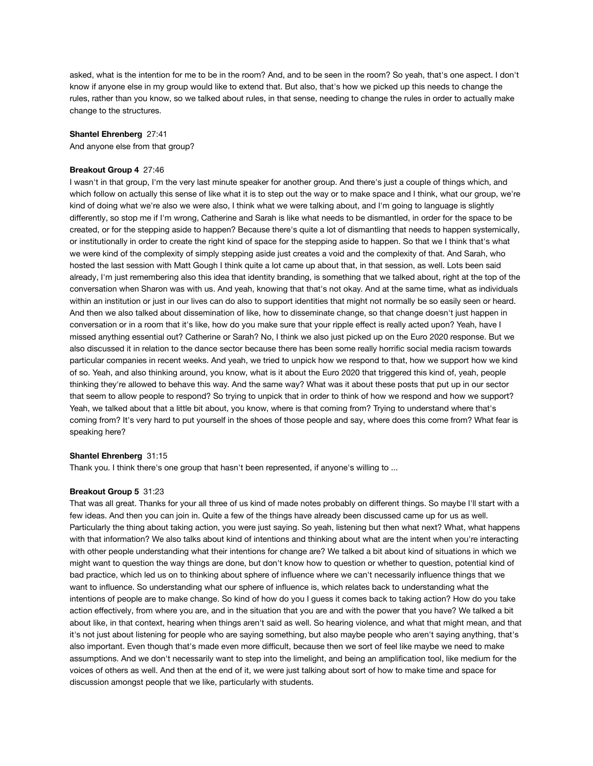asked, what is the intention for me to be in the room? And, and to be seen in the room? So yeah, that's one aspect. I don't know if anyone else in my group would like to extend that. But also, that's how we picked up this needs to change the rules, rather than you know, so we talked about rules, in that sense, needing to change the rules in order to actually make change to the structures.

**Shantel Ehrenberg** 27:41
And anyone else from that group?

**Breakout Group 4** 27:46
I wasn't in that group, I'm the very last minute speaker for another group. And there's just a couple of things which, and which follow on actually this sense of like what it is to step out the way or to make space and I think, what our group, we're kind of doing what we're also we were also, I think what we were talking about, and I'm going to language is slightly differently, so stop me if I'm wrong, Catherine and Sarah is like what needs to be dismantled, in order for the space to be created, or for the stepping aside to happen? Because there's quite a lot of dismantling that needs to happen systemically, or institutionally in order to create the right kind of space for the stepping aside to happen. So that we I think that's what we were kind of the complexity of simply stepping aside just creates a void and the complexity of that. And Sarah, who hosted the last session with Matt Gough I think quite a lot came up about that, in that session, as well. Lots been said already, I'm just remembering also this idea that identity branding, is something that we talked about, right at the top of the conversation when Sharon was with us. And yeah, knowing that that's not okay. And at the same time, what as individuals within an institution or just in our lives can do also to support identities that might not normally be so easily seen or heard. And then we also talked about dissemination of like, how to disseminate change, so that change doesn't just happen in conversation or in a room that it's like, how do you make sure that your ripple effect is really acted upon? Yeah, have I missed anything essential out? Catherine or Sarah? No, I think we also just picked up on the Euro 2020 response. But we also discussed it in relation to the dance sector because there has been some really horrific social media racism towards particular companies in recent weeks. And yeah, we tried to unpick how we respond to that, how we support how we kind of so. Yeah, and also thinking around, you know, what is it about the Euro 2020 that triggered this kind of, yeah, people thinking they're allowed to behave this way. And the same way? What was it about these posts that put up in our sector that seem to allow people to respond? So trying to unpick that in order to think of how we respond and how we support? Yeah, we talked about that a little bit about, you know, where is that coming from? Trying to understand where that's coming from? It's very hard to put yourself in the shoes of those people and say, where does this come from? What fear is speaking here?

**Shantel Ehrenberg** 31:15
Thank you. I think there's one group that hasn't been represented, if anyone's willing to ...

**Breakout Group 5** 31:23
That was all great. Thanks for your all three of us kind of made notes probably on different things. So maybe I'll start with a few ideas. And then you can join in. Quite a few of the things have already been discussed came up for us as well. Particularly the thing about taking action, you were just saying. So yeah, listening but then what next? What, what happens with that information? We also talks about kind of intentions and thinking about what are the intent when you're interacting with other people understanding what their intentions for change are? We talked a bit about kind of situations in which we might want to question the way things are done, but don't know how to question or whether to question, potential kind of bad practice, which led us on to thinking about sphere of influence where we can't necessarily influence things that we want to influence. So understanding what our sphere of influence is, which relates back to understanding what the intentions of people are to make change. So kind of how do you I guess it comes back to taking action? How do you take action effectively, from where you are, and in the situation that you are and with the power that you have? We talked a bit about like, in that context, hearing when things aren't said as well. So hearing violence, and what that might mean, and that it's not just about listening for people who are saying something, but also maybe people who aren't saying anything, that's also important. Even though that's made even more difficult, because then we sort of feel like maybe we need to make assumptions. And we don't necessarily want to step into the limelight, and being an amplification tool, like medium for the voices of others as well. And then at the end of it, we were just talking about sort of how to make time and space for discussion amongst people that we like, particularly with students.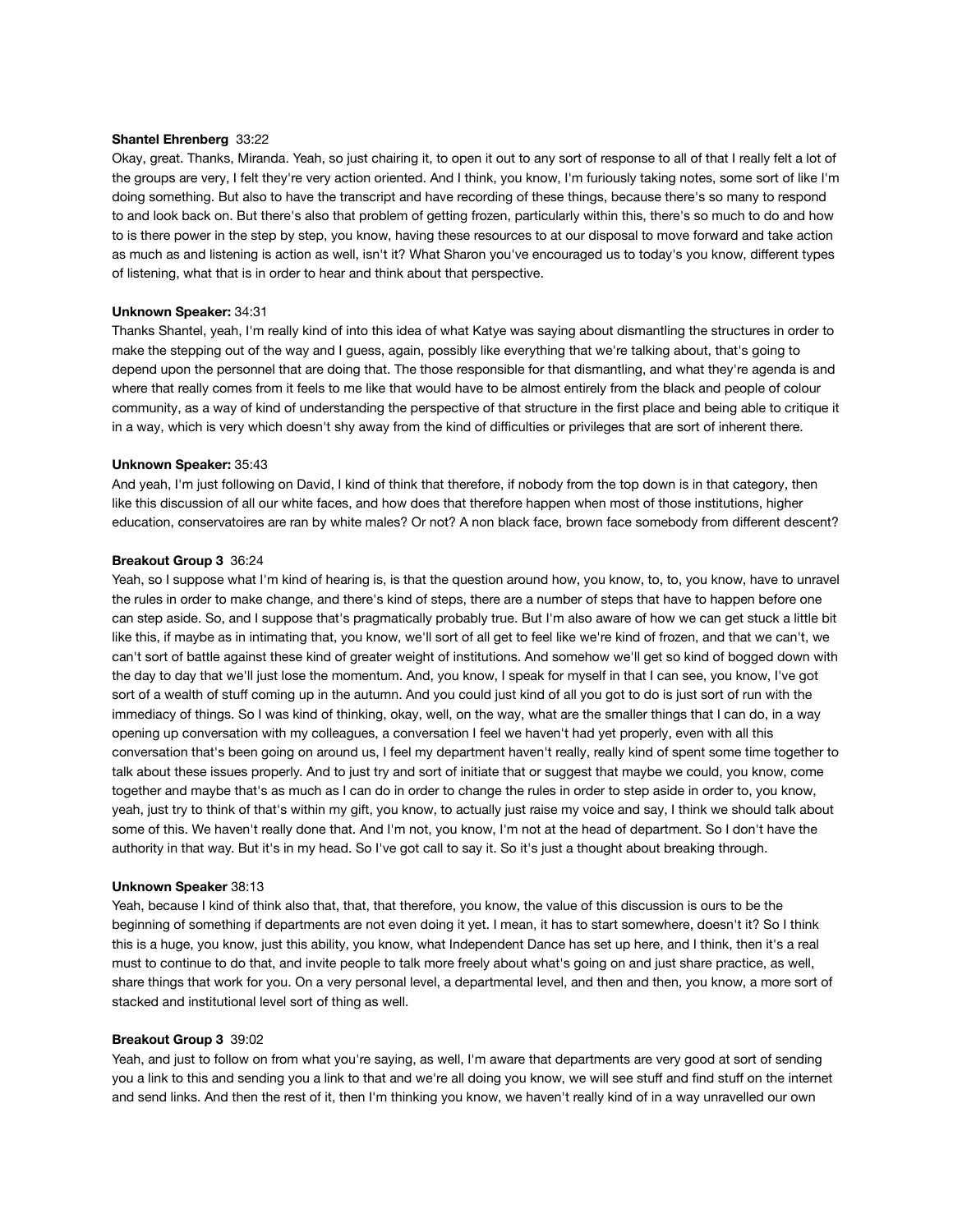**Shantel Ehrenberg** 33:22
Okay, great. Thanks, Miranda. Yeah, so just chairing it, to open it out to any sort of response to all of that I really felt a lot of the groups are very, I felt they're very action oriented. And I think, you know, I'm furiously taking notes, some sort of like I'm doing something. But also to have the transcript and have recording of these things, because there's so many to respond to and look back on. But there's also that problem of getting frozen, particularly within this, there's so much to do and how to is there power in the step by step, you know, having these resources to at our disposal to move forward and take action as much as and listening is action as well, isn't it? What Sharon you've encouraged us to today's you know, different types of listening, what that is in order to hear and think about that perspective.

**Unknown Speaker:** 34:31
Thanks Shantel, yeah, I'm really kind of into this idea of what Katye was saying about dismantling the structures in order to make the stepping out of the way and I guess, again, possibly like everything that we're talking about, that's going to depend upon the personnel that are doing that. The those responsible for that dismantling, and what they're agenda is and where that really comes from it feels to me like that would have to be almost entirely from the black and people of colour community, as a way of kind of understanding the perspective of that structure in the first place and being able to critique it in a way, which is very which doesn't shy away from the kind of difficulties or privileges that are sort of inherent there.

**Unknown Speaker:** 35:43
And yeah, I'm just following on David, I kind of think that therefore, if nobody from the top down is in that category, then like this discussion of all our white faces, and how does that therefore happen when most of those institutions, higher education, conservatoires are ran by white males? Or not? A non black face, brown face somebody from different descent?

**Breakout Group 3** 36:24
Yeah, so I suppose what I'm kind of hearing is, is that the question around how, you know, to, to, you know, have to unravel the rules in order to make change, and there's kind of steps, there are a number of steps that have to happen before one can step aside. So, and I suppose that's pragmatically probably true. But I'm also aware of how we can get stuck a little bit like this, if maybe as in intimating that, you know, we'll sort of all get to feel like we're kind of frozen, and that we can't, we can't sort of battle against these kind of greater weight of institutions. And somehow we'll get so kind of bogged down with the day to day that we'll just lose the momentum. And, you know, I speak for myself in that I can see, you know, I've got sort of a wealth of stuff coming up in the autumn. And you could just kind of all you got to do is just sort of run with the immediacy of things. So I was kind of thinking, okay, well, on the way, what are the smaller things that I can do, in a way opening up conversation with my colleagues, a conversation I feel we haven't had yet properly, even with all this conversation that's been going on around us, I feel my department haven't really, really kind of spent some time together to talk about these issues properly. And to just try and sort of initiate that or suggest that maybe we could, you know, come together and maybe that's as much as I can do in order to change the rules in order to step aside in order to, you know, yeah, just try to think of that's within my gift, you know, to actually just raise my voice and say, I think we should talk about some of this. We haven't really done that. And I'm not, you know, I'm not at the head of department. So I don't have the authority in that way. But it's in my head. So I've got call to say it. So it's just a thought about breaking through.

**Unknown Speaker** 38:13
Yeah, because I kind of think also that, that, that therefore, you know, the value of this discussion is ours to be the beginning of something if departments are not even doing it yet. I mean, it has to start somewhere, doesn't it? So I think this is a huge, you know, just this ability, you know, what Independent Dance has set up here, and I think, then it's a real must to continue to do that, and invite people to talk more freely about what's going on and just share practice, as well, share things that work for you. On a very personal level, a departmental level, and then and then, you know, a more sort of stacked and institutional level sort of thing as well.

**Breakout Group 3** 39:02
Yeah, and just to follow on from what you're saying, as well, I'm aware that departments are very good at sort of sending you a link to this and sending you a link to that and we're all doing you know, we will see stuff and find stuff on the internet and send links. And then the rest of it, then I'm thinking you know, we haven't really kind of in a way unravelled our own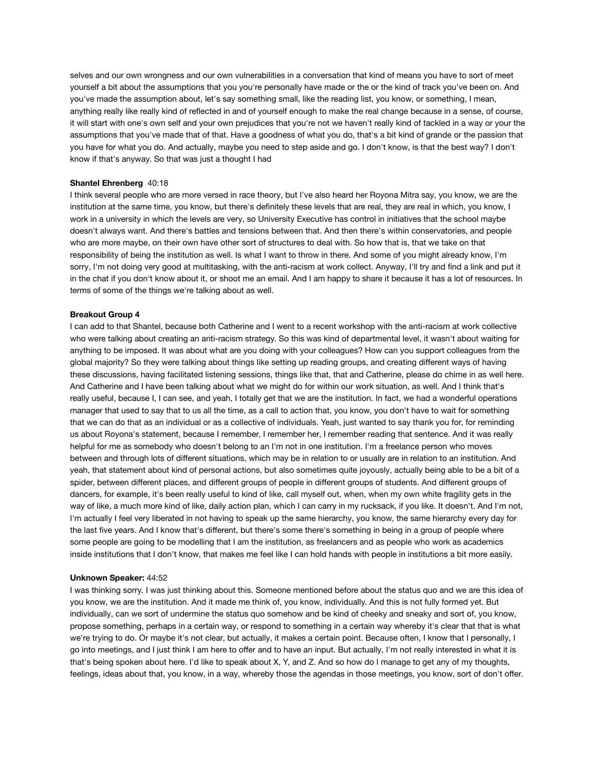selves and our own wrongness and our own vulnerabilities in a conversation that kind of means you have to sort of meet yourself a bit about the assumptions that you you're personally have made or the or the kind of track you've been on. And you've made the assumption about, let's say something small, like the reading list, you know, or something, I mean, anything really like really kind of reflected in and of yourself enough to make the real change because in a sense, of course, it will start with one's own self and your own prejudices that you're not we haven't really kind of tackled in a way or your the assumptions that you've made that of that. Have a goodness of what you do, that's a bit kind of grande or the passion that you have for what you do. And actually, maybe you need to step aside and go. I don't know, is that the best way? I don't know if that's anyway. So that was just a thought I had

**Shantel Ehrenberg** 40:18

I think several people who are more versed in race theory, but I've also heard her Royona Mitra say, you know, we are the institution at the same time, you know, but there's definitely these levels that are real, they are real in which, you know, I work in a university in which the levels are very, so University Executive has control in initiatives that the school maybe doesn't always want. And there's battles and tensions between that. And then there's within conservatories, and people who are more maybe, on their own have other sort of structures to deal with. So how that is, that we take on that responsibility of being the institution as well. Is what I want to throw in there. And some of you might already know, I'm sorry, I'm not doing very good at multitasking, with the anti-racism at work collect. Anyway, I'll try and find a link and put it in the chat if you don't know about it, or shoot me an email. And I am happy to share it because it has a lot of resources. In terms of some of the things we're talking about as well.

**Breakout Group 4**

I can add to that Shantel, because both Catherine and I went to a recent workshop with the anti-racism at work collective who were talking about creating an anti-racism strategy. So this was kind of departmental level, it wasn't about waiting for anything to be imposed. It was about what are you doing with your colleagues? How can you support colleagues from the global majority? So they were talking about things like setting up reading groups, and creating different ways of having these discussions, having facilitated listening sessions, things like that, that and Catherine, please do chime in as well here. And Catherine and I have been talking about what we might do for within our work situation, as well. And I think that's really useful, because I, I can see, and yeah, I totally get that we are the institution. In fact, we had a wonderful operations manager that used to say that to us all the time, as a call to action that, you know, you don't have to wait for something that we can do that as an individual or as a collective of individuals. Yeah, just wanted to say thank you for, for reminding us about Royona's statement, because I remember, I remember her, I remember reading that sentence. And it was really helpful for me as somebody who doesn't belong to an I'm not in one institution. I'm a freelance person who moves between and through lots of different situations, which may be in relation to or usually are in relation to an institution. And yeah, that statement about kind of personal actions, but also sometimes quite joyously, actually being able to be a bit of a spider, between different places, and different groups of people in different groups of students. And different groups of dancers, for example, it's been really useful to kind of like, call myself out, when, when my own white fragility gets in the way of like, a much more kind of like, daily action plan, which I can carry in my rucksack, if you like. It doesn't. And I'm not, I'm actually I feel very liberated in not having to speak up the same hierarchy, you know, the same hierarchy every day for the last five years. And I know that's different, but there's some there's something in being in a group of people where some people are going to be modelling that I am the institution, as freelancers and as people who work as academics inside institutions that I don't know, that makes me feel like I can hold hands with people in institutions a bit more easily.

**Unknown Speaker:** 44:52

I was thinking sorry. I was just thinking about this. Someone mentioned before about the status quo and we are this idea of you know, we are the institution. And it made me think of, you know, individually. And this is not fully formed yet. But individually, can we sort of undermine the status quo somehow and be kind of cheeky and sneaky and sort of, you know, propose something, perhaps in a certain way, or respond to something in a certain way whereby it's clear that that is what we're trying to do. Or maybe it's not clear, but actually, it makes a certain point. Because often, I know that I personally, I go into meetings, and I just think I am here to offer and to have an input. But actually, I'm not really interested in what it is that's being spoken about here. I'd like to speak about X, Y, and Z. And so how do I manage to get any of my thoughts, feelings, ideas about that, you know, in a way, whereby those the agendas in those meetings, you know, sort of don't offer.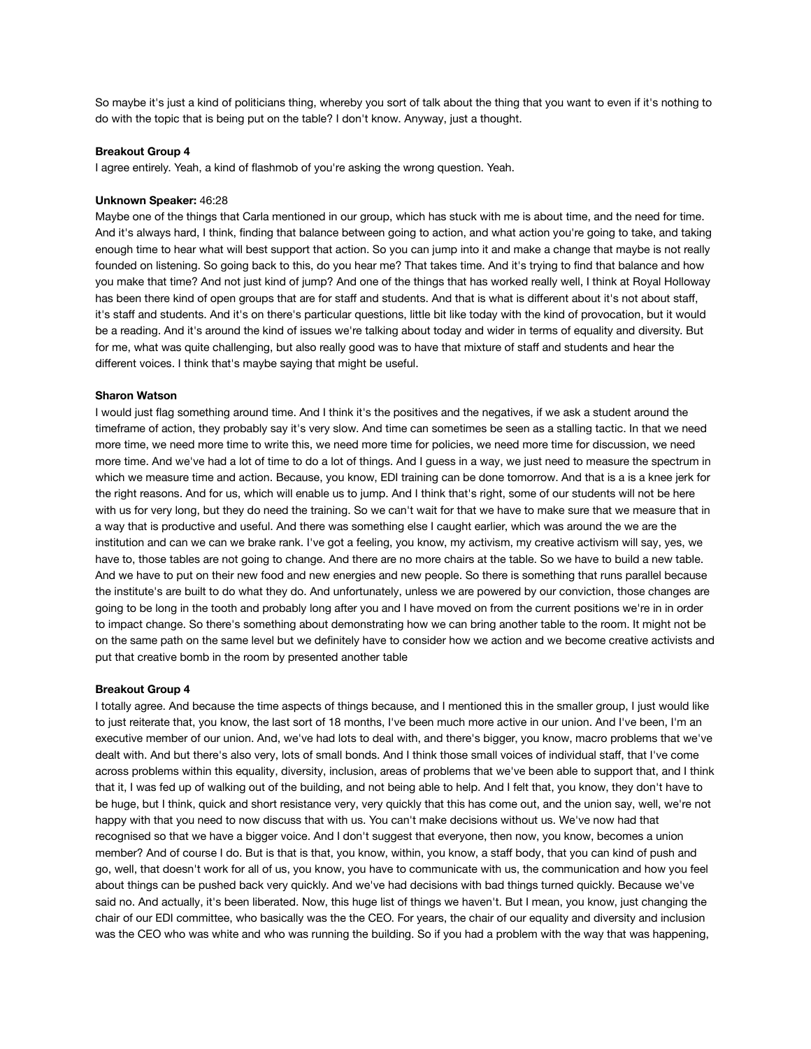So maybe it's just a kind of politicians thing, whereby you sort of talk about the thing that you want to even if it's nothing to do with the topic that is being put on the table? I don't know. Anyway, just a thought.

**Breakout Group 4**
I agree entirely. Yeah, a kind of flashmob of you're asking the wrong question. Yeah.

**Unknown Speaker:** 46:28
Maybe one of the things that Carla mentioned in our group, which has stuck with me is about time, and the need for time. And it's always hard, I think, finding that balance between going to action, and what action you're going to take, and taking enough time to hear what will best support that action. So you can jump into it and make a change that maybe is not really founded on listening. So going back to this, do you hear me? That takes time. And it's trying to find that balance and how you make that time? And not just kind of jump? And one of the things that has worked really well, I think at Royal Holloway has been there kind of open groups that are for staff and students. And that is what is different about it's not about staff, it's staff and students. And it's on there's particular questions, little bit like today with the kind of provocation, but it would be a reading. And it's around the kind of issues we're talking about today and wider in terms of equality and diversity. But for me, what was quite challenging, but also really good was to have that mixture of staff and students and hear the different voices. I think that's maybe saying that might be useful.

**Sharon Watson**
I would just flag something around time. And I think it's the positives and the negatives, if we ask a student around the timeframe of action, they probably say it's very slow. And time can sometimes be seen as a stalling tactic. In that we need more time, we need more time to write this, we need more time for policies, we need more time for discussion, we need more time. And we've had a lot of time to do a lot of things. And I guess in a way, we just need to measure the spectrum in which we measure time and action. Because, you know, EDI training can be done tomorrow. And that is a is a knee jerk for the right reasons. And for us, which will enable us to jump. And I think that's right, some of our students will not be here with us for very long, but they do need the training. So we can't wait for that we have to make sure that we measure that in a way that is productive and useful. And there was something else I caught earlier, which was around the we are the institution and can we can we brake rank. I've got a feeling, you know, my activism, my creative activism will say, yes, we have to, those tables are not going to change. And there are no more chairs at the table. So we have to build a new table. And we have to put on their new food and new energies and new people. So there is something that runs parallel because the institute's are built to do what they do. And unfortunately, unless we are powered by our conviction, those changes are going to be long in the tooth and probably long after you and I have moved on from the current positions we're in in order to impact change. So there's something about demonstrating how we can bring another table to the room. It might not be on the same path on the same level but we definitely have to consider how we action and we become creative activists and put that creative bomb in the room by presented another table

**Breakout Group 4**
I totally agree. And because the time aspects of things because, and I mentioned this in the smaller group, I just would like to just reiterate that, you know, the last sort of 18 months, I've been much more active in our union. And I've been, I'm an executive member of our union. And, we've had lots to deal with, and there's bigger, you know, macro problems that we've dealt with. And but there's also very, lots of small bonds. And I think those small voices of individual staff, that I've come across problems within this equality, diversity, inclusion, areas of problems that we've been able to support that, and I think that it, I was fed up of walking out of the building, and not being able to help. And I felt that, you know, they don't have to be huge, but I think, quick and short resistance very, very quickly that this has come out, and the union say, well, we're not happy with that you need to now discuss that with us. You can't make decisions without us. We've now had that recognised so that we have a bigger voice. And I don't suggest that everyone, then now, you know, becomes a union member? And of course I do. But is that is that, you know, within, you know, a staff body, that you can kind of push and go, well, that doesn't work for all of us, you know, you have to communicate with us, the communication and how you feel about things can be pushed back very quickly. And we've had decisions with bad things turned quickly. Because we've said no. And actually, it's been liberated. Now, this huge list of things we haven't. But I mean, you know, just changing the chair of our EDI committee, who basically was the the CEO. For years, the chair of our equality and diversity and inclusion was the CEO who was white and who was running the building. So if you had a problem with the way that was happening,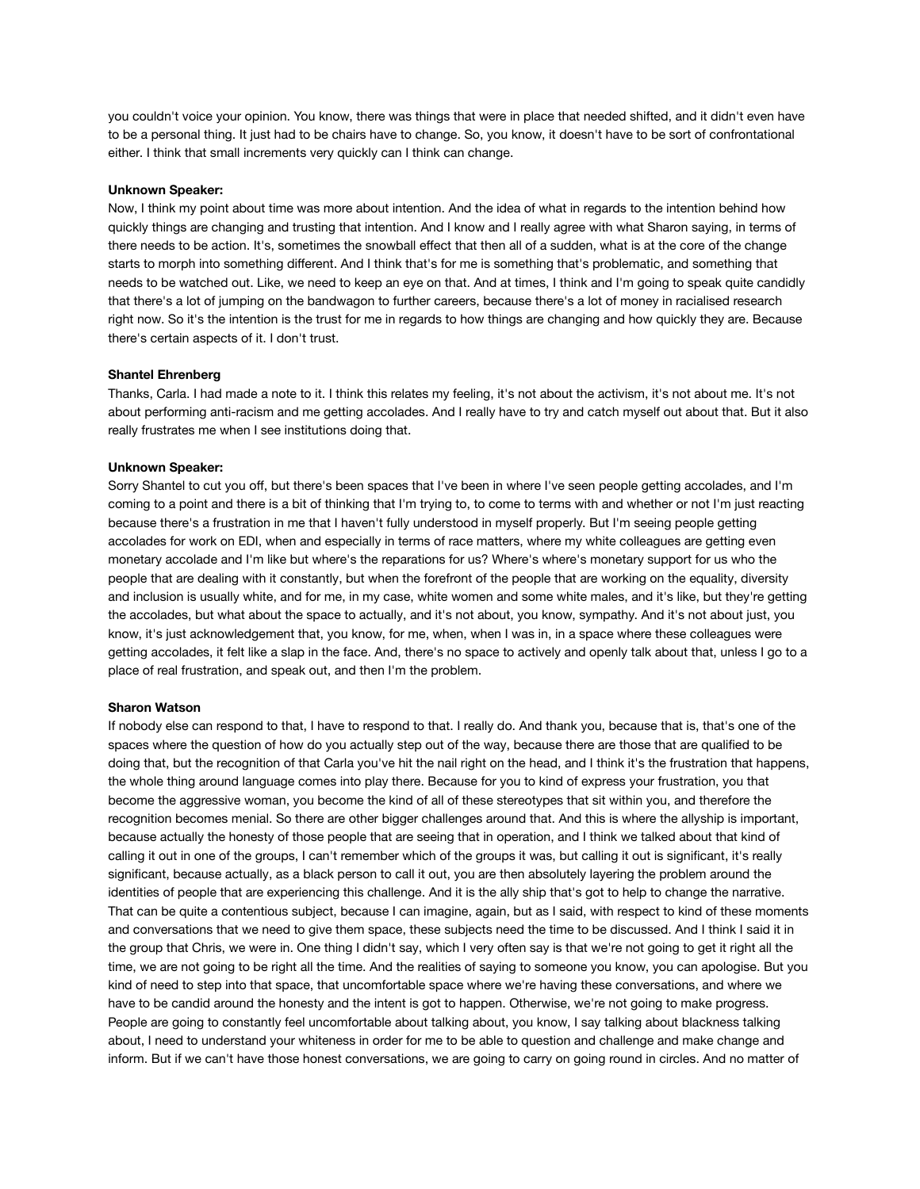you couldn't voice your opinion. You know, there was things that were in place that needed shifted, and it didn't even have to be a personal thing. It just had to be chairs have to change. So, you know, it doesn't have to be sort of confrontational either. I think that small increments very quickly can I think can change.

**Unknown Speaker:**
Now, I think my point about time was more about intention. And the idea of what in regards to the intention behind how quickly things are changing and trusting that intention. And I know and I really agree with what Sharon saying, in terms of there needs to be action. It's, sometimes the snowball effect that then all of a sudden, what is at the core of the change starts to morph into something different. And I think that's for me is something that's problematic, and something that needs to be watched out. Like, we need to keep an eye on that. And at times, I think and I'm going to speak quite candidly that there's a lot of jumping on the bandwagon to further careers, because there's a lot of money in racialised research right now. So it's the intention is the trust for me in regards to how things are changing and how quickly they are. Because there's certain aspects of it. I don't trust.

**Shantel Ehrenberg**
Thanks, Carla. I had made a note to it. I think this relates my feeling, it's not about the activism, it's not about me. It's not about performing anti-racism and me getting accolades. And I really have to try and catch myself out about that. But it also really frustrates me when I see institutions doing that.

**Unknown Speaker:**
Sorry Shantel to cut you off, but there's been spaces that I've been in where I've seen people getting accolades, and I'm coming to a point and there is a bit of thinking that I'm trying to, to come to terms with and whether or not I'm just reacting because there's a frustration in me that I haven't fully understood in myself properly. But I'm seeing people getting accolades for work on EDI, when and especially in terms of race matters, where my white colleagues are getting even monetary accolade and I'm like but where's the reparations for us? Where's where's monetary support for us who the people that are dealing with it constantly, but when the forefront of the people that are working on the equality, diversity and inclusion is usually white, and for me, in my case, white women and some white males, and it's like, but they're getting the accolades, but what about the space to actually, and it's not about, you know, sympathy. And it's not about just, you know, it's just acknowledgement that, you know, for me, when, when I was in, in a space where these colleagues were getting accolades, it felt like a slap in the face. And, there's no space to actively and openly talk about that, unless I go to a place of real frustration, and speak out, and then I'm the problem.

**Sharon Watson**
If nobody else can respond to that, I have to respond to that. I really do. And thank you, because that is, that's one of the spaces where the question of how do you actually step out of the way, because there are those that are qualified to be doing that, but the recognition of that Carla you've hit the nail right on the head, and I think it's the frustration that happens, the whole thing around language comes into play there. Because for you to kind of express your frustration, you that become the aggressive woman, you become the kind of all of these stereotypes that sit within you, and therefore the recognition becomes menial. So there are other bigger challenges around that. And this is where the allyship is important, because actually the honesty of those people that are seeing that in operation, and I think we talked about that kind of calling it out in one of the groups, I can't remember which of the groups it was, but calling it out is significant, it's really significant, because actually, as a black person to call it out, you are then absolutely layering the problem around the identities of people that are experiencing this challenge. And it is the ally ship that's got to help to change the narrative. That can be quite a contentious subject, because I can imagine, again, but as I said, with respect to kind of these moments and conversations that we need to give them space, these subjects need the time to be discussed. And I think I said it in the group that Chris, we were in. One thing I didn't say, which I very often say is that we're not going to get it right all the time, we are not going to be right all the time. And the realities of saying to someone you know, you can apologise. But you kind of need to step into that space, that uncomfortable space where we're having these conversations, and where we have to be candid around the honesty and the intent is got to happen. Otherwise, we're not going to make progress. People are going to constantly feel uncomfortable about talking about, you know, I say talking about blackness talking about, I need to understand your whiteness in order for me to be able to question and challenge and make change and inform. But if we can't have those honest conversations, we are going to carry on going round in circles. And no matter of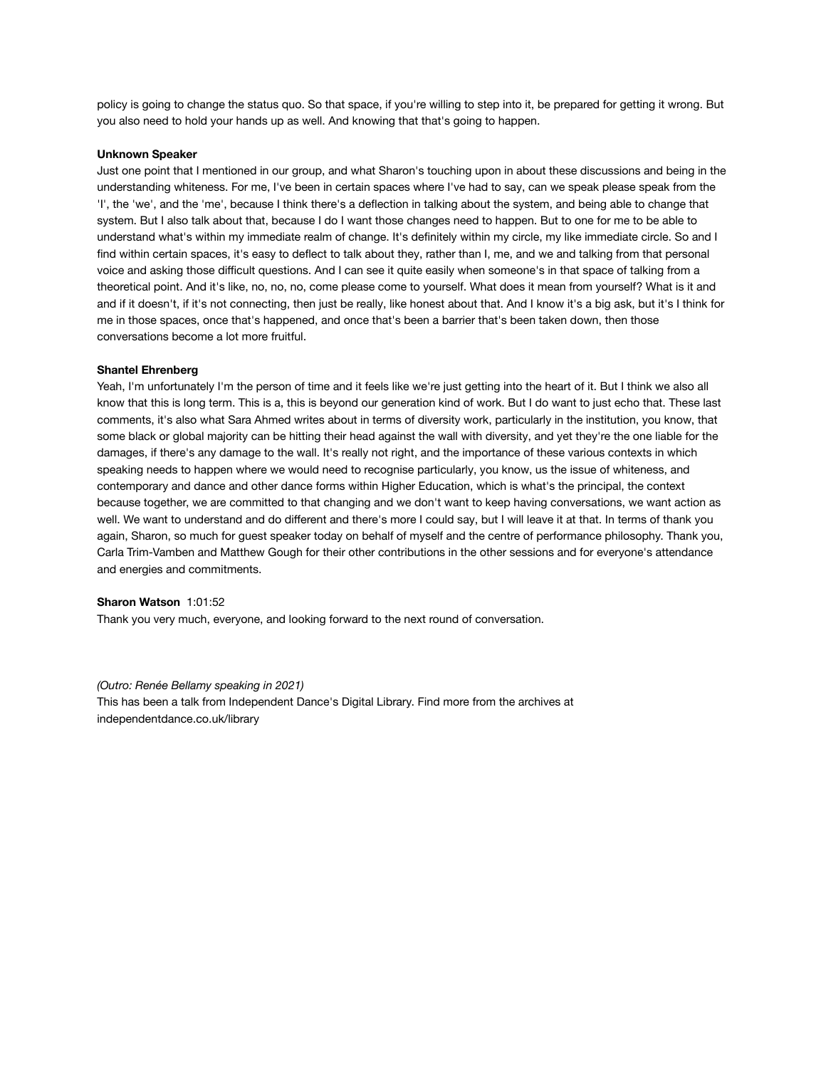policy is going to change the status quo. So that space, if you're willing to step into it, be prepared for getting it wrong. But you also need to hold your hands up as well. And knowing that that's going to happen.

**Unknown Speaker**
Just one point that I mentioned in our group, and what Sharon's touching upon in about these discussions and being in the understanding whiteness. For me, I've been in certain spaces where I've had to say, can we speak please speak from the 'I', the 'we', and the 'me', because I think there's a deflection in talking about the system, and being able to change that system. But I also talk about that, because I do I want those changes need to happen. But to one for me to be able to understand what's within my immediate realm of change. It's definitely within my circle, my like immediate circle. So and I find within certain spaces, it's easy to deflect to talk about they, rather than I, me, and we and talking from that personal voice and asking those difficult questions. And I can see it quite easily when someone's in that space of talking from a theoretical point. And it's like, no, no, no, come please come to yourself. What does it mean from yourself? What is it and and if it doesn't, if it's not connecting, then just be really, like honest about that. And I know it's a big ask, but it's I think for me in those spaces, once that's happened, and once that's been a barrier that's been taken down, then those conversations become a lot more fruitful.

**Shantel Ehrenberg**
Yeah, I'm unfortunately I'm the person of time and it feels like we're just getting into the heart of it. But I think we also all know that this is long term. This is a, this is beyond our generation kind of work. But I do want to just echo that. These last comments, it's also what Sara Ahmed writes about in terms of diversity work, particularly in the institution, you know, that some black or global majority can be hitting their head against the wall with diversity, and yet they're the one liable for the damages, if there's any damage to the wall. It's really not right, and the importance of these various contexts in which speaking needs to happen where we would need to recognise particularly, you know, us the issue of whiteness, and contemporary and dance and other dance forms within Higher Education, which is what's the principal, the context because together, we are committed to that changing and we don't want to keep having conversations, we want action as well. We want to understand and do different and there's more I could say, but I will leave it at that. In terms of thank you again, Sharon, so much for guest speaker today on behalf of myself and the centre of performance philosophy. Thank you, Carla Trim-Vamben and Matthew Gough for their other contributions in the other sessions and for everyone's attendance and energies and commitments.

**Sharon Watson** 1:01:52
Thank you very much, everyone, and looking forward to the next round of conversation.

*(Outro: Renée Bellamy speaking in 2021)*
This has been a talk from Independent Dance's Digital Library. Find more from the archives at independentdance.co.uk/library